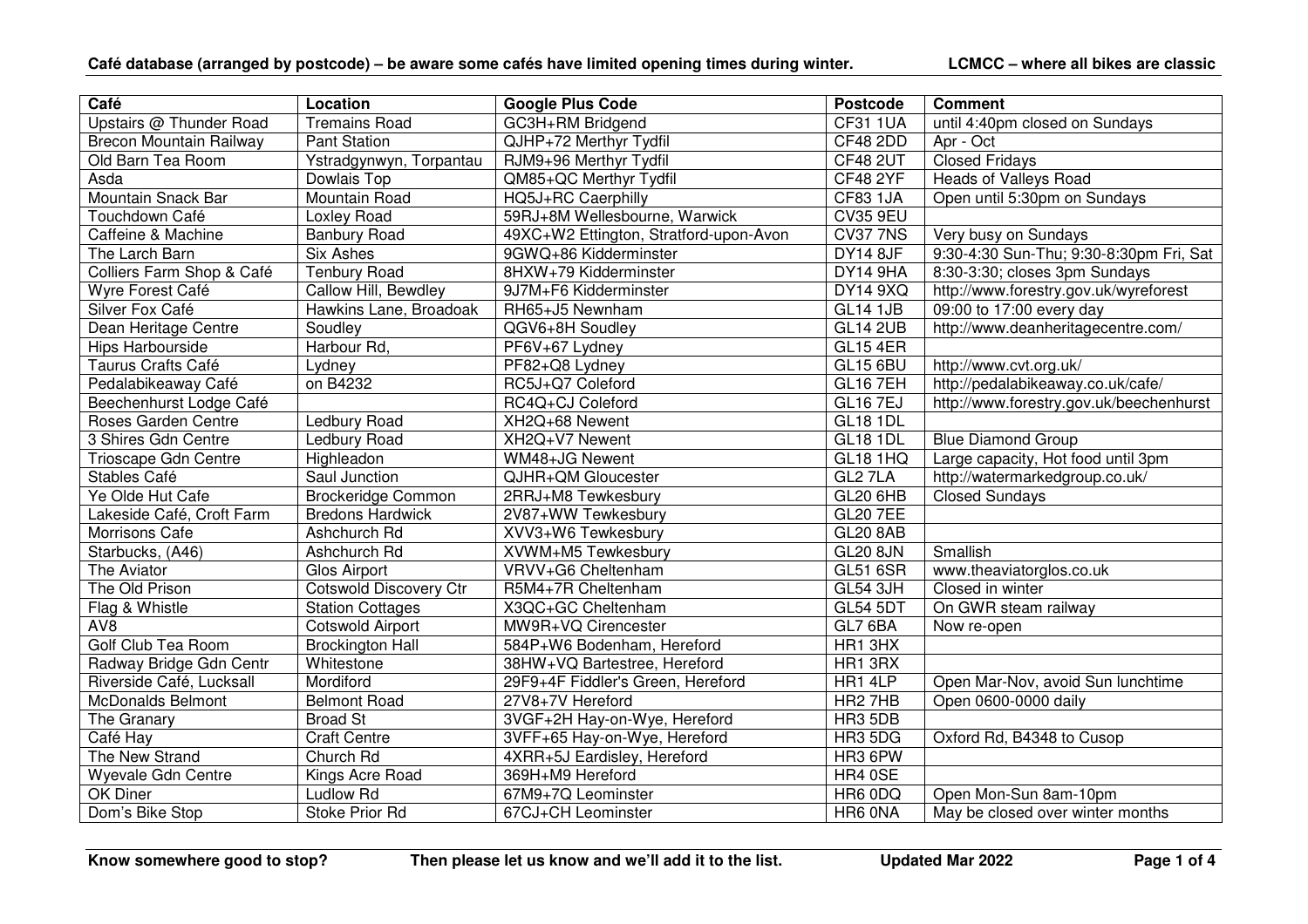**Café database (arranged by postcode) – be aware some cafés have limited opening times during winter.** **LCMCC – where all bikes are classic**

| Café | Location | Google Plus Code | Postcode | Comment |
|---|---|---|---|---|
| Upstairs @ Thunder Road | Tremains Road | GC3H+RM Bridgend | CF31 1UA | until 4:40pm closed on Sundays |
| Brecon Mountain Railway | Pant Station | QJHP+72 Merthyr Tydfil | CF48 2DD | Apr - Oct |
| Old Barn Tea Room | Ystradgynwyn, Torpantau | RJM9+96 Merthyr Tydfil | CF48 2UT | Closed Fridays |
| Asda | Dowlais Top | QM85+QC Merthyr Tydfil | CF48 2YF | Heads of Valleys Road |
| Mountain Snack Bar | Mountain Road | HQ5J+RC Caerphilly | CF83 1JA | Open until 5:30pm on Sundays |
| Touchdown Café | Loxley Road | 59RJ+8M Wellesbourne, Warwick | CV35 9EU | |
| Caffeine & Machine | Banbury Road | 49XC+W2 Ettington, Stratford-upon-Avon | CV37 7NS | Very busy on Sundays |
| The Larch Barn | Six Ashes | 9GWQ+86 Kidderminster | DY14 8JF | 9:30-4:30 Sun-Thu; 9:30-8:30pm Fri, Sat |
| Colliers Farm Shop & Café | Tenbury Road | 8HXW+79 Kidderminster | DY14 9HA | 8:30-3:30; closes 3pm Sundays |
| Wyre Forest Café | Callow Hill, Bewdley | 9J7M+F6 Kidderminster | DY14 9XQ | http://www.forestry.gov.uk/wyreforest |
| Silver Fox Café | Hawkins Lane, Broadoak | RH65+J5 Newnham | GL14 1JB | 09:00 to 17:00 every day |
| Dean Heritage Centre | Soudley | QGV6+8H Soudley | GL14 2UB | http://www.deanheritagecentre.com/ |
| Hips Harbourside | Harbour Rd, | PF6V+67 Lydney | GL15 4ER | |
| Taurus Crafts Café | Lydney | PF82+Q8 Lydney | GL15 6BU | http://www.cvt.org.uk/ |
| Pedalabikeaway Café | on B4232 | RC5J+Q7 Coleford | GL16 7EH | http://pedalabikeaway.co.uk/cafe/ |
| Beechenhurst Lodge Café | | RC4Q+CJ Coleford | GL16 7EJ | http://www.forestry.gov.uk/beechenhurst |
| Roses Garden Centre | Ledbury Road | XH2Q+68 Newent | GL18 1DL | |
| 3 Shires Gdn Centre | Ledbury Road | XH2Q+V7 Newent | GL18 1DL | Blue Diamond Group |
| Trioscape Gdn Centre | Highleadon | WM48+JG Newent | GL18 1HQ | Large capacity, Hot food until 3pm |
| Stables Café | Saul Junction | QJHR+QM Gloucester | GL2 7LA | http://watermarkedgroup.co.uk/ |
| Ye Olde Hut Cafe | Brockeridge Common | 2RRJ+M8 Tewkesbury | GL20 6HB | Closed Sundays |
| Lakeside Café, Croft Farm | Bredons Hardwick | 2V87+WW Tewkesbury | GL20 7EE | |
| Morrisons Cafe | Ashchurch Rd | XVV3+W6 Tewkesbury | GL20 8AB | |
| Starbucks, (A46) | Ashchurch Rd | XVWM+M5 Tewkesbury | GL20 8JN | Smallish |
| The Aviator | Glos Airport | VRVV+G6 Cheltenham | GL51 6SR | www.theaviatorglos.co.uk |
| The Old Prison | Cotswold Discovery Ctr | R5M4+7R Cheltenham | GL54 3JH | Closed in winter |
| Flag & Whistle | Station Cottages | X3QC+GC Cheltenham | GL54 5DT | On GWR steam railway |
| AV8 | Cotswold Airport | MW9R+VQ Cirencester | GL7 6BA | Now re-open |
| Golf Club Tea Room | Brockington Hall | 584P+W6 Bodenham, Hereford | HR1 3HX | |
| Radway Bridge Gdn Centr | Whitestone | 38HW+VQ Bartestree, Hereford | HR1 3RX | |
| Riverside Café, Lucksall | Mordiford | 29F9+4F Fiddler's Green, Hereford | HR1 4LP | Open Mar-Nov, avoid Sun lunchtime |
| McDonalds Belmont | Belmont Road | 27V8+7V Hereford | HR2 7HB | Open 0600-0000 daily |
| The Granary | Broad St | 3VGF+2H Hay-on-Wye, Hereford | HR3 5DB | |
| Café Hay | Craft Centre | 3VFF+65 Hay-on-Wye, Hereford | HR3 5DG | Oxford Rd, B4348 to Cusop |
| The New Strand | Church Rd | 4XRR+5J Eardisley, Hereford | HR3 6PW | |
| Wyevale Gdn Centre | Kings Acre Road | 369H+M9 Hereford | HR4 0SE | |
| OK Diner | Ludlow Rd | 67M9+7Q Leominster | HR6 0DQ | Open Mon-Sun 8am-10pm |
| Dom's Bike Stop | Stoke Prior Rd | 67CJ+CH Leominster | HR6 0NA | May be closed over winter months |

**Know somewhere good to stop?** **Then please let us know and we'll add it to the list.** **Updated Mar 2022**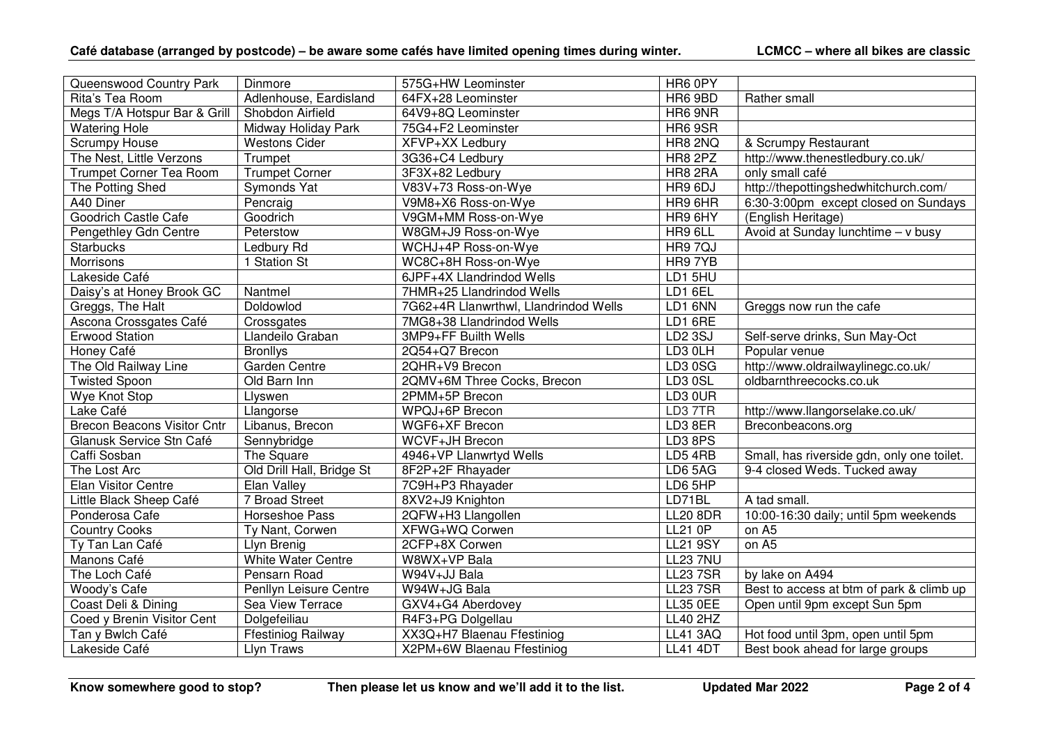| Queenswood Country Park | Dinmore | 575G+HW Leominster | HR6 0PY | |
|---|---|---|---|---|
| Rita's Tea Room | Adlenhouse, Eardisland | 64FX+28 Leominster | HR6 9BD | Rather small |
| Megs T/A Hotspur Bar & Grill | Shobdon Airfield | 64V9+8Q Leominster | HR6 9NR | |
| Watering Hole | Midway Holiday Park | 75G4+F2 Leominster | HR6 9SR | |
| Scrumpy House | Westons Cider | XFVP+XX Ledbury | HR8 2NQ | & Scrumpy Restaurant |
| The Nest, Little Verzons | Trumpet | 3G36+C4 Ledbury | HR8 2PZ | http://www.thenestledbury.co.uk/ |
| Trumpet Corner Tea Room | Trumpet Corner | 3F3X+82 Ledbury | HR8 2RA | only small café |
| The Potting Shed | Symonds Yat | V83V+73 Ross-on-Wye | HR9 6DJ | http://thepottingshedwhitchurch.com/ |
| A40 Diner | Pencraig | V9M8+X6 Ross-on-Wye | HR9 6HR | 6:30-3:00pm except closed on Sundays |
| Goodrich Castle Cafe | Goodrich | V9GM+MM Ross-on-Wye | HR9 6HY | (English Heritage) |
| Pengethley Gdn Centre | Peterstow | W8GM+J9 Ross-on-Wye | HR9 6LL | Avoid at Sunday lunchtime – v busy |
| Starbucks | Ledbury Rd | WCHJ+4P Ross-on-Wye | HR9 7QJ | |
| Morrisons | 1 Station St | WC8C+8H Ross-on-Wye | HR9 7YB | |
| Lakeside Café | | 6JPF+4X Llandrindod Wells | LD1 5HU | |
| Daisy's at Honey Brook GC | Nantmel | 7HMR+25 Llandrindod Wells | LD1 6EL | |
| Greggs, The Halt | Doldowlod | 7G62+4R Llanwrthwl, Llandrindod Wells | LD1 6NN | Greggs now run the cafe |
| Ascona Crossgates Café | Crossgates | 7MG8+38 Llandrindod Wells | LD1 6RE | |
| Erwood Station | Llandeilo Graban | 3MP9+FF Builth Wells | LD2 3SJ | Self-serve drinks, Sun May-Oct |
| Honey Café | Bronllys | 2Q54+Q7 Brecon | LD3 0LH | Popular venue |
| The Old Railway Line | Garden Centre | 2QHR+V9 Brecon | LD3 0SG | http://www.oldrailwaylinegc.co.uk/ |
| Twisted Spoon | Old Barn Inn | 2QMV+6M Three Cocks, Brecon | LD3 0SL | oldbarnthreecocks.co.uk |
| Wye Knot Stop | Llyswen | 2PMM+5P Brecon | LD3 0UR | |
| Lake Café | Llangorse | WPQJ+6P Brecon | LD3 7TR | http://www.llangorselake.co.uk/ |
| Brecon Beacons Visitor Cntr | Libanus, Brecon | WGF6+XF Brecon | LD3 8ER | Breconbeacons.org |
| Glanusk Service Stn Café | Sennybridge | WCVF+JH Brecon | LD3 8PS | |
| Caffi Sosban | The Square | 4946+VP Llanwrtyd Wells | LD5 4RB | Small, has riverside gdn, only one toilet. |
| The Lost Arc | Old Drill Hall, Bridge St | 8F2P+2F Rhayader | LD6 5AG | 9-4 closed Weds. Tucked away |
| Elan Visitor Centre | Elan Valley | 7C9H+P3 Rhayader | LD6 5HP | |
| Little Black Sheep Café | 7 Broad Street | 8XV2+J9 Knighton | LD71BL | A tad small. |
| Ponderosa Cafe | Horseshoe Pass | 2QFW+H3 Llangollen | LL20 8DR | 10:00-16:30 daily; until 5pm weekends |
| Country Cooks | Ty Nant, Corwen | XFWG+WQ Corwen | LL21 0P | on A5 |
| Ty Tan Lan Café | Llyn Brenig | 2CFP+8X Corwen | LL21 9SY | on A5 |
| Manons Café | White Water Centre | W8WX+VP Bala | LL23 7NU | |
| The Loch Café | Pensarn Road | W94V+JJ Bala | LL23 7SR | by lake on A494 |
| Woody's Cafe | Penllyn Leisure Centre | W94W+JG Bala | LL23 7SR | Best to access at btm of park & climb up |
| Coast Deli & Dining | Sea View Terrace | GXV4+G4 Aberdovey | LL35 0EE | Open until 9pm except Sun 5pm |
| Coed y Brenin Visitor Cent | Dolgefeiliau | R4F3+PG Dolgellau | LL40 2HZ | |
| Tan y Bwlch Café | Ffestiniog Railway | XX3Q+H7 Blaenau Ffestiniog | LL41 3AQ | Hot food until 3pm, open until 5pm |
| Lakeside Café | Llyn Traws | X2PM+6W Blaenau Ffestiniog | LL41 4DT | Best book ahead for large groups |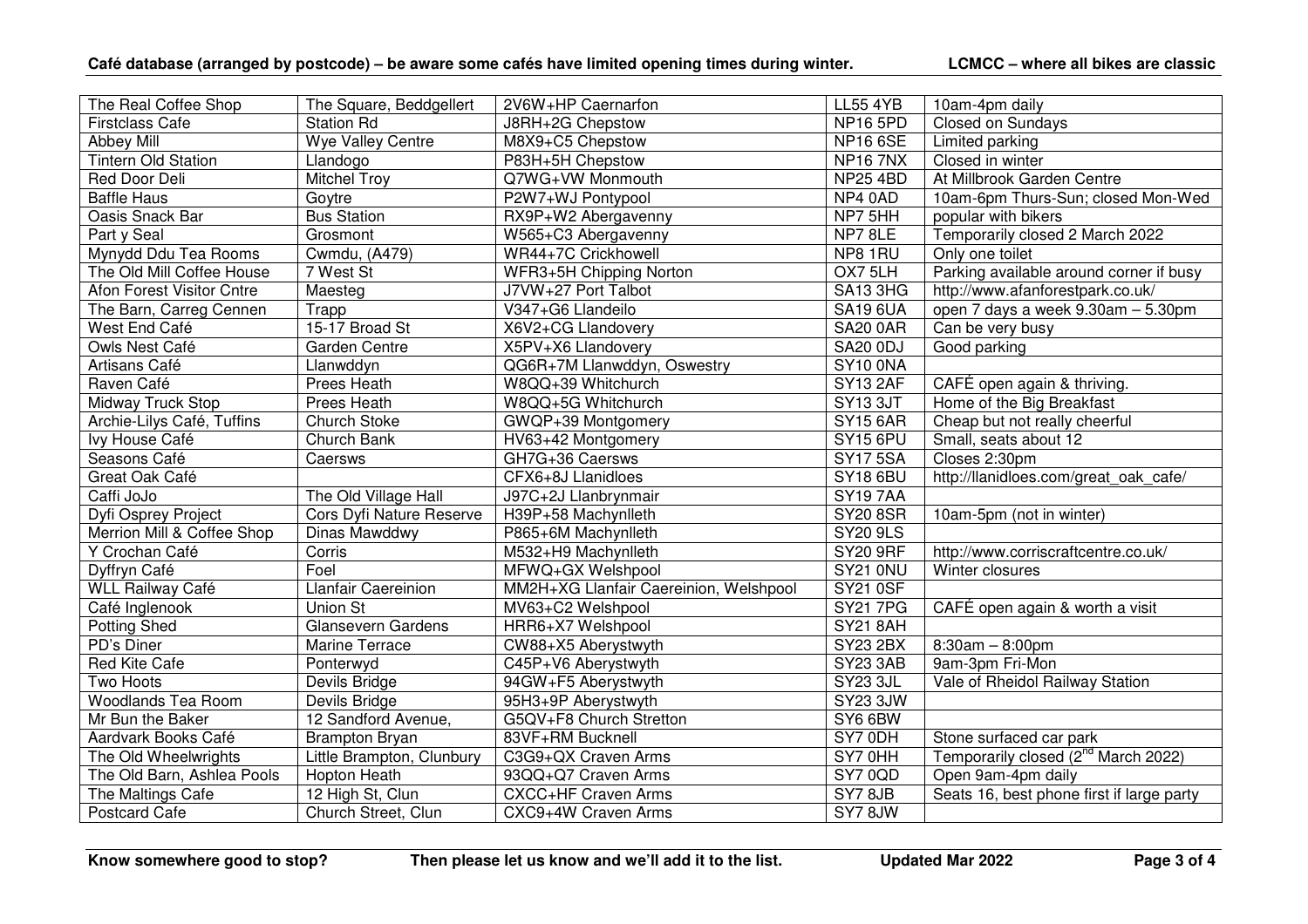| The Real Coffee Shop | The Square, Beddgellert | 2V6W+HP Caernarfon | LL55 4YB | 10am-4pm daily |
|---|---|---|---|---|
| Firstclass Cafe | Station Rd | J8RH+2G Chepstow | NP16 5PD | Closed on Sundays |
| Abbey Mill | Wye Valley Centre | M8X9+C5 Chepstow | NP16 6SE | Limited parking |
| Tintern Old Station | Llandogo | P83H+5H Chepstow | NP16 7NX | Closed in winter |
| Red Door Deli | Mitchel Troy | Q7WG+VW Monmouth | NP25 4BD | At Millbrook Garden Centre |
| Baffle Haus | Goytre | P2W7+WJ Pontypool | NP4 0AD | 10am-6pm Thurs-Sun; closed Mon-Wed |
| Oasis Snack Bar | Bus Station | RX9P+W2 Abergavenny | NP7 5HH | popular with bikers |
| Part y Seal | Grosmont | W565+C3 Abergavenny | NP7 8LE | Temporarily closed 2 March 2022 |
| Mynydd Ddu Tea Rooms | Cwmdu, (A479) | WR44+7C Crickhowell | NP8 1RU | Only one toilet |
| The Old Mill Coffee House | 7 West St | WFR3+5H Chipping Norton | OX7 5LH | Parking available around corner if busy |
| Afon Forest Visitor Cntre | Maesteg | J7VW+27 Port Talbot | SA13 3HG | http://www.afanforestpark.co.uk/ |
| The Barn, Carreg Cennen | Trapp | V347+G6 Llandeilo | SA19 6UA | open 7 days a week 9.30am – 5.30pm |
| West End Café | 15-17 Broad St | X6V2+CG Llandovery | SA20 0AR | Can be very busy |
| Owls Nest Café | Garden Centre | X5PV+X6 Llandovery | SA20 0DJ | Good parking |
| Artisans Café | Llanwddyn | QG6R+7M Llanwddyn, Oswestry | SY10 0NA | |
| Raven Café | Prees Heath | W8QQ+39 Whitchurch | SY13 2AF | CAFÉ open again & thriving. |
| Midway Truck Stop | Prees Heath | W8QQ+5G Whitchurch | SY13 3JT | Home of the Big Breakfast |
| Archie-Lilys Café, Tuffins | Church Stoke | GWQP+39 Montgomery | SY15 6AR | Cheap but not really cheerful |
| Ivy House Café | Church Bank | HV63+42 Montgomery | SY15 6PU | Small, seats about 12 |
| Seasons Café | Caersws | GH7G+36 Caersws | SY17 5SA | Closes 2:30pm |
| Great Oak Café | | CFX6+8J Llanidloes | SY18 6BU | http://llanidloes.com/great_oak_cafe/ |
| Caffi JoJo | The Old Village Hall | J97C+2J Llanbrynmair | SY19 7AA | |
| Dyfi Osprey Project | Cors Dyfi Nature Reserve | H39P+58 Machynlleth | SY20 8SR | 10am-5pm (not in winter) |
| Merrion Mill & Coffee Shop | Dinas Mawddwy | P865+6M Machynlleth | SY20 9LS | |
| Y Crochan Café | Corris | M532+H9 Machynlleth | SY20 9RF | http://www.corriscraftcentre.co.uk/ |
| Dyffryn Café | Foel | MFWQ+GX Welshpool | SY21 0NU | Winter closures |
| WLL Railway Café | Llanfair Caereinion | MM2H+XG Llanfair Caereinion, Welshpool | SY21 0SF | |
| Café Inglenook | Union St | MV63+C2 Welshpool | SY21 7PG | CAFÉ open again & worth a visit |
| Potting Shed | Glansevern Gardens | HRR6+X7 Welshpool | SY21 8AH | |
| PD's Diner | Marine Terrace | CW88+X5 Aberystwyth | SY23 2BX | 8:30am – 8:00pm |
| Red Kite Cafe | Ponterwyd | C45P+V6 Aberystwyth | SY23 3AB | 9am-3pm Fri-Mon |
| Two Hoots | Devils Bridge | 94GW+F5 Aberystwyth | SY23 3JL | Vale of Rheidol Railway Station |
| Woodlands Tea Room | Devils Bridge | 95H3+9P Aberystwyth | SY23 3JW | |
| Mr Bun the Baker | 12 Sandford Avenue, | G5QV+F8 Church Stretton | SY6 6BW | |
| Aardvark Books Café | Brampton Bryan | 83VF+RM Bucknell | SY7 0DH | Stone surfaced car park |
| The Old Wheelwrights | Little Brampton, Clunbury | C3G9+QX Craven Arms | SY7 0HH | Temporarily closed (2nd March 2022) |
| The Old Barn, Ashlea Pools | Hopton Heath | 93QQ+Q7 Craven Arms | SY7 0QD | Open 9am-4pm daily |
| The Maltings Cafe | 12 High St, Clun | CXCC+HF Craven Arms | SY7 8JB | Seats 16, best phone first if large party |
| Postcard Cafe | Church Street, Clun | CXC9+4W Craven Arms | SY7 8JW | |

**Know somewhere good to stop?** **Then please let us know and we'll add it to the list.** **Updated Mar 2022**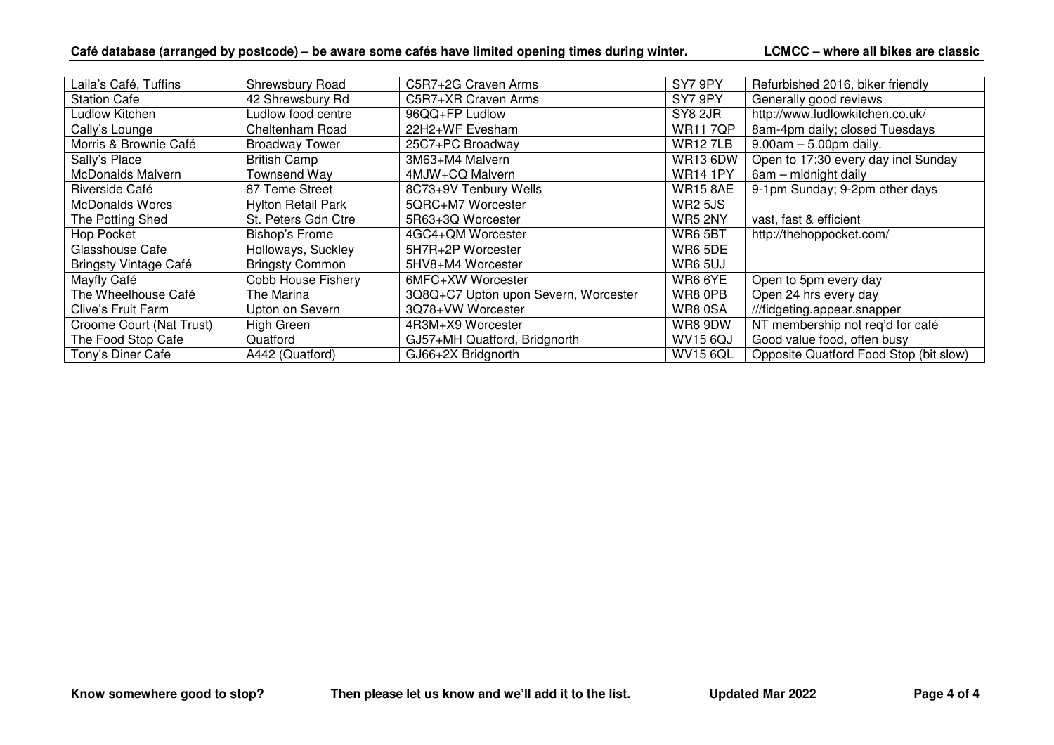| | | | | |
|---|---|---|---|---|
| Laila's Café, Tuffins | Shrewsbury Road | C5R7+2G Craven Arms | SY7 9PY | Refurbished 2016, biker friendly |
| Station Cafe | 42 Shrewsbury Rd | C5R7+XR Craven Arms | SY7 9PY | Generally good reviews |
| Ludlow Kitchen | Ludlow food centre | 96QQ+FP Ludlow | SY8 2JR | http://www.ludlowkitchen.co.uk/ |
| Cally's Lounge | Cheltenham Road | 22H2+WF Evesham | WR11 7QP | 8am-4pm daily; closed Tuesdays |
| Morris & Brownie Café | Broadway Tower | 25C7+PC Broadway | WR12 7LB | 9.00am – 5.00pm daily. |
| Sally's Place | British Camp | 3M63+M4 Malvern | WR13 6DW | Open to 17:30 every day incl Sunday |
| McDonalds Malvern | Townsend Way | 4MJW+CQ Malvern | WR14 1PY | 6am – midnight daily |
| Riverside Café | 87 Teme Street | 8C73+9V Tenbury Wells | WR15 8AE | 9-1pm Sunday; 9-2pm other days |
| McDonalds Worcs | Hylton Retail Park | 5QRC+M7 Worcester | WR2 5JS | |
| The Potting Shed | St. Peters Gdn Ctre | 5R63+3Q Worcester | WR5 2NY | vast, fast & efficient |
| Hop Pocket | Bishop's Frome | 4GC4+QM Worcester | WR6 5BT | http://thehoppocket.com/ |
| Glasshouse Cafe | Holloways, Suckley | 5H7R+2P Worcester | WR6 5DE | |
| Bringsty Vintage Café | Bringsty Common | 5HV8+M4 Worcester | WR6 5UJ | |
| Mayfly Café | Cobb House Fishery | 6MFC+XW Worcester | WR6 6YE | Open to 5pm every day |
| The Wheelhouse Café | The Marina | 3Q8Q+C7 Upton upon Severn, Worcester | WR8 0PB | Open 24 hrs every day |
| Clive's Fruit Farm | Upton on Severn | 3Q78+VW Worcester | WR8 0SA | ///fidgeting.appear.snapper |
| Croome Court (Nat Trust) | High Green | 4R3M+X9 Worcester | WR8 9DW | NT membership not req'd for café |
| The Food Stop Cafe | Quatford | GJ57+MH Quatford, Bridgnorth | WV15 6QJ | Good value food, often busy |
| Tony's Diner Cafe | A442 (Quatford) | GJ66+2X Bridgnorth | WV15 6QL | Opposite Quatford Food Stop (bit slow) |

**Know somewhere good to stop? Then please let us know and we'll add it to the list.**

**Updated Mar 2022**